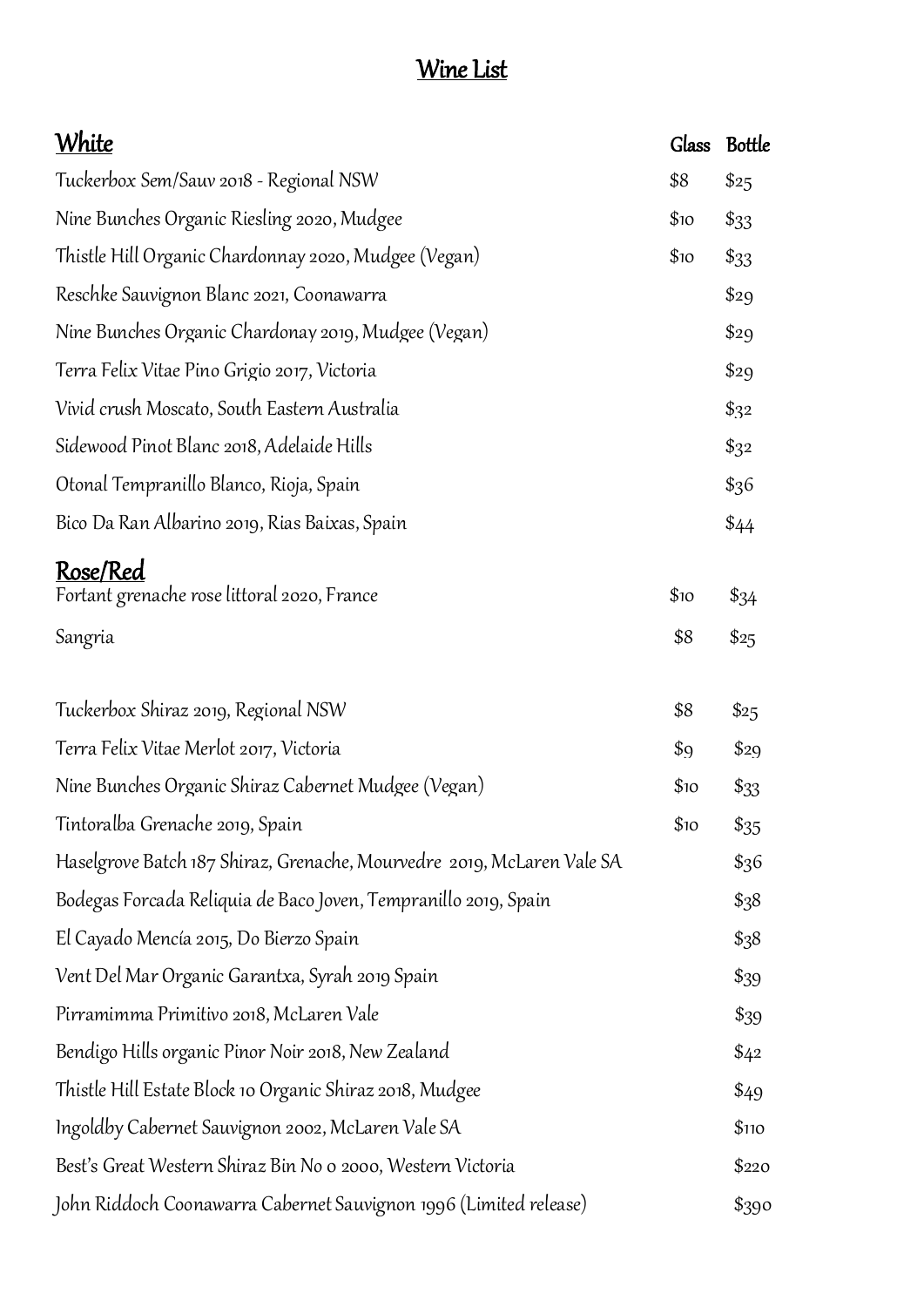# Wine List

| White | Glass | Bottle |
| --- | --- | --- |
| Tuckerbox Sem/Sauv 2018 - Regional NSW | $8 | $25 |
| Nine Bunches Organic Riesling 2020, Mudgee | $10 | $33 |
| Thistle Hill Organic Chardonnay 2020, Mudgee (Vegan) | $10 | $33 |
| Reschke Sauvignon Blanc 2021, Coonawarra | | $29 |
| Nine Bunches Organic Chardonay 2019, Mudgee (Vegan) | | $29 |
| Terra Felix Vitae Pino Grigio 2017, Victoria | | $29 |
| Vivid crush Moscato, South Eastern Australia | | $32 |
| Sidewood Pinot Blanc 2018, Adelaide Hills | | $32 |
| Otonal Tempranillo Blanco, Rioja, Spain | | $36 |
| Bico Da Ran Albarino 2019, Rias Baixas, Spain | | $44 |

| Rose/Red | Glass | Bottle |
| --- | --- | --- |
| Fortant grenache rose littoral 2020, France | $10 | $34 |
| Sangria | $8 | $25 |
| Tuckerbox Shiraz 2019, Regional NSW | $8 | $25 |
| Terra Felix Vitae Merlot 2017, Victoria | $9 | $29 |
| Nine Bunches Organic Shiraz Cabernet Mudgee (Vegan) | $10 | $33 |
| Tintoralba Grenache 2019, Spain | $10 | $35 |
| Haselgrove Batch 187 Shiraz, Grenache, Mourvedre 2019, McLaren Vale SA | | $36 |
| Bodegas Forcada Reliquia de Baco Joven, Tempranillo 2019, Spain | | $38 |
| El Cayado Mencía 2015, Do Bierzo Spain | | $38 |
| Vent Del Mar Organic Garantxa, Syrah 2019 Spain | | $39 |
| Pirramimma Primitivo 2018, McLaren Vale | | $39 |
| Bendigo Hills organic Pinor Noir 2018, New Zealand | | $42 |
| Thistle Hill Estate Block 10 Organic Shiraz 2018, Mudgee | | $49 |
| Ingoldby Cabernet Sauvignon 2002, McLaren Vale SA | | $110 |
| Best's Great Western Shiraz Bin No 0 2000, Western Victoria | | $220 |
| John Riddoch Coonawarra Cabernet Sauvignon 1996 (Limited release) | | $390 |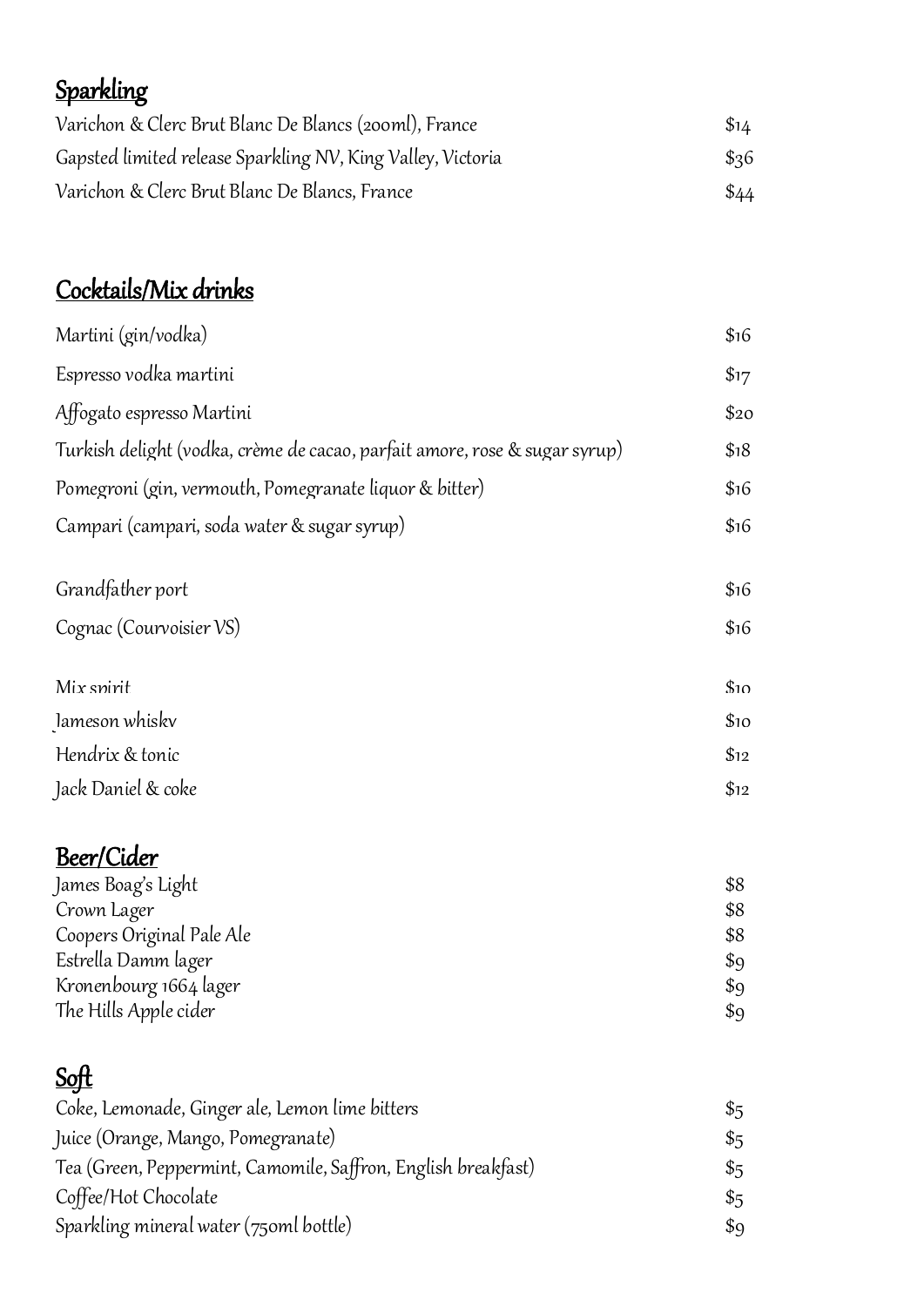## Sparkling

| | |
|---|---|
| Varichon & Clerc Brut Blanc De Blancs (200ml), France | $14 |
| Gapsted limited release Sparkling NV, King Valley, Victoria | $36 |
| Varichon & Clerc Brut Blanc De Blancs, France | $44 |

## Cocktails/Mix drinks

| | |
|---|---|
| Martini (gin/vodka) | $16 |
| Espresso vodka martini | $17 |
| Affogato espresso Martini | $20 |
| Turkish delight (vodka, crème de cacao, parfait amore, rose & sugar syrup) | $18 |
| Pomegroni (gin, vermouth, Pomegranate liquor & bitter) | $16 |
| Campari (campari, soda water & sugar syrup) | $16 |
| Grandfather port | $16 |
| Cognac (Courvoisier VS) | $16 |
| Mix spirit | $10 |
| Jameson whisky | $10 |
| Hendrix & tonic | $12 |
| Jack Daniel & coke | $12 |

## Beer/Cider

| | |
|---|---|
| James Boag's Light | $8 |
| Crown Lager | $8 |
| Coopers Original Pale Ale | $8 |
| Estrella Damm lager | $9 |
| Kronenbourg 1664 lager | $9 |
| The Hills Apple cider | $9 |

## Soft

| | |
|---|---|
| Coke, Lemonade, Ginger ale, Lemon lime bitters | $5 |
| Juice (Orange, Mango, Pomegranate) | $5 |
| Tea (Green, Peppermint, Camomile, Saffron, English breakfast) | $5 |
| Coffee/Hot Chocolate | $5 |
| Sparkling mineral water (750ml bottle) | $9 |